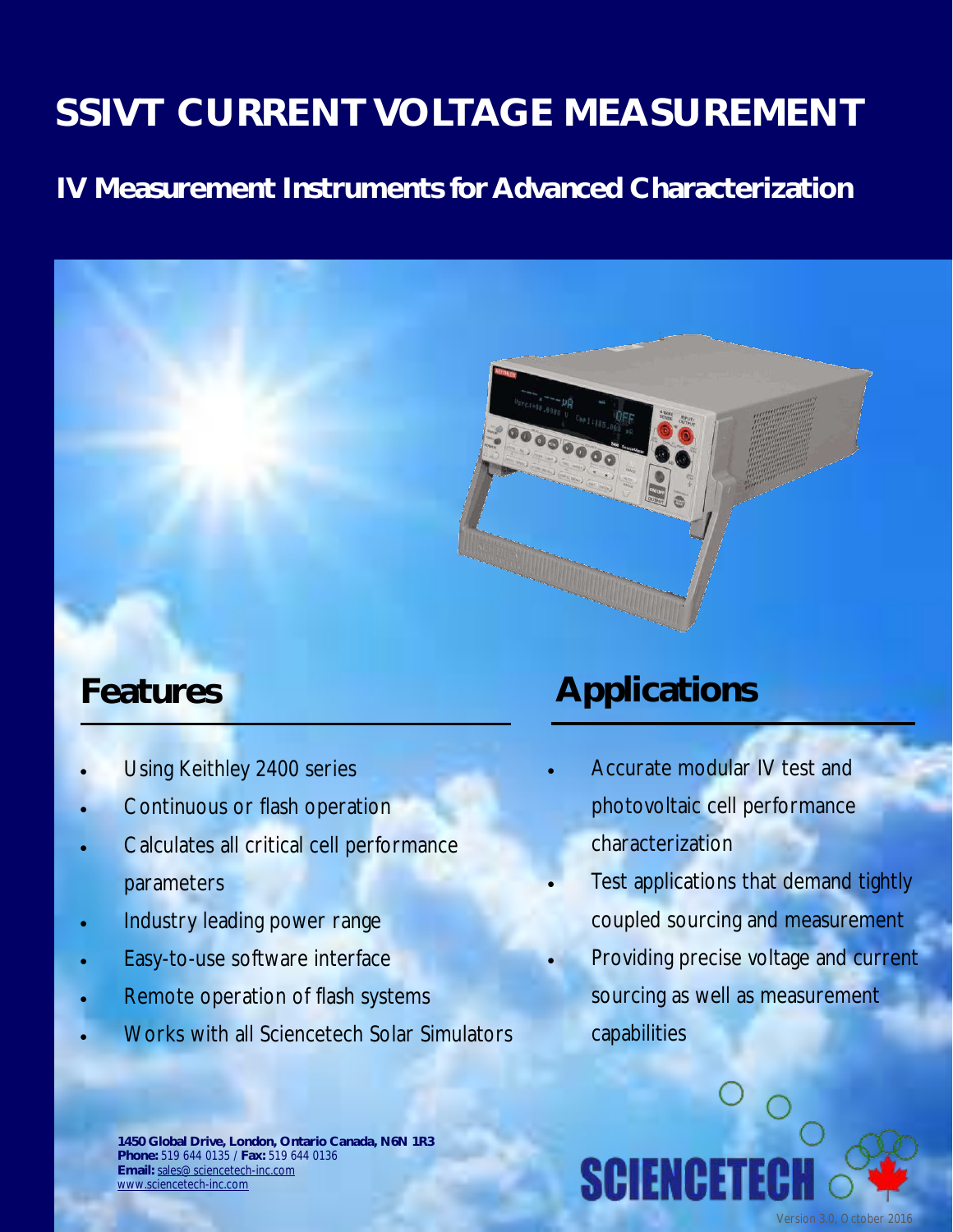# SSIVT CURRENT VOLTAGE MEASUREMENT

## IV Measurement Instruments for Advanced Characterization

## Features

- Using Keithley 2400 series
- Continuous or flash operation
- Calculates all critical cell performance parameters
- Industry leading power range
- Easy-to-use software interface
- Remote operation of flash systems
- Works with all Sciencetech Solar Simulators

## Applications

- Accurate modular IV test and photovoltaic cell performance characterization
- Test applications that demand tightly coupled sourcing and measurement
- Providing precise voltage and current sourcing as well as measurement capabilities

**1450 Global Drive, London, Ontario Canada, N6N 1R3**
**Phone:** 519 644 0135 / **Fax:** 519 644 0136
**Email:** sales@ sciencetech-inc.com
www.sciencetech-inc.com

SCIENCETECH

Version 3.0, October 2016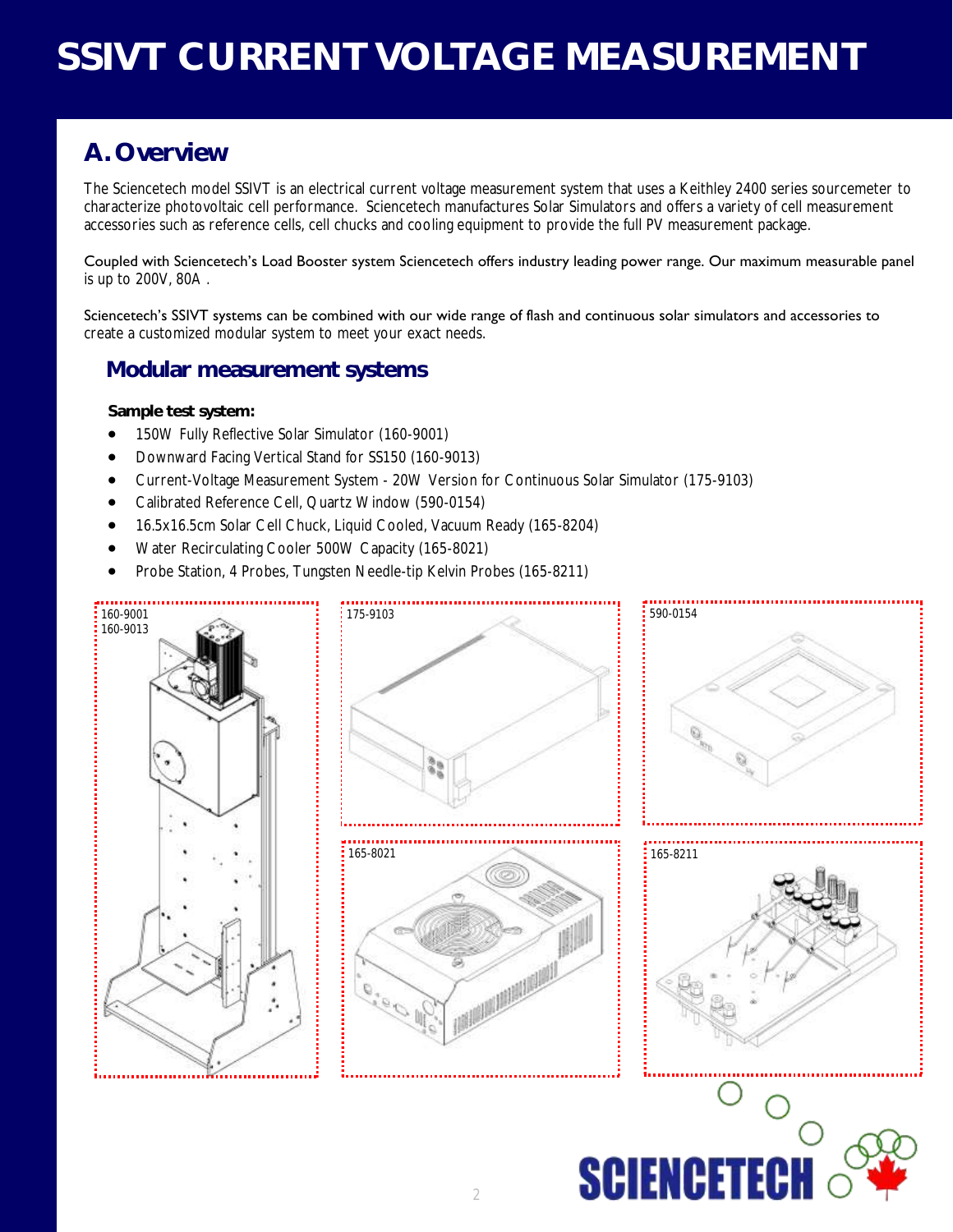# SSIVT CURRENT VOLTAGE MEASUREMENT

## A. Overview

The Sciencetech model SSIVT is an electrical current voltage measurement system that uses a Keithley 2400 series sourcemeter to characterize photovoltaic cell performance. Sciencetech manufactures Solar Simulators and offers a variety of cell measurement accessories such as reference cells, cell chucks and cooling equipment to provide the full PV measurement package.

Coupled with Sciencetech's Load Booster system Sciencetech offers industry leading power range. Our maximum measurable panel is up to 200V, 80A .

Sciencetech's SSIVT systems can be combined with our wide range of flash and continuous solar simulators and accessories to create a customized modular system to meet your exact needs.

### Modular measurement systems

**Sample test system:**

- 150W Fully Reflective Solar Simulator (160-9001)
- Downward Facing Vertical Stand for SS150 (160-9013)
- Current-Voltage Measurement System - 20W Version for Continuous Solar Simulator (175-9103)
- Calibrated Reference Cell, Quartz Window (590-0154)
- 16.5x16.5cm Solar Cell Chuck, Liquid Cooled, Vacuum Ready (165-8204)
- Water Recirculating Cooler 500W Capacity (165-8021)
- Probe Station, 4 Probes, Tungsten Needle-tip Kelvin Probes (165-8211)

160-9001
160-9013

175-9103

590-0154

165-8021

165-8211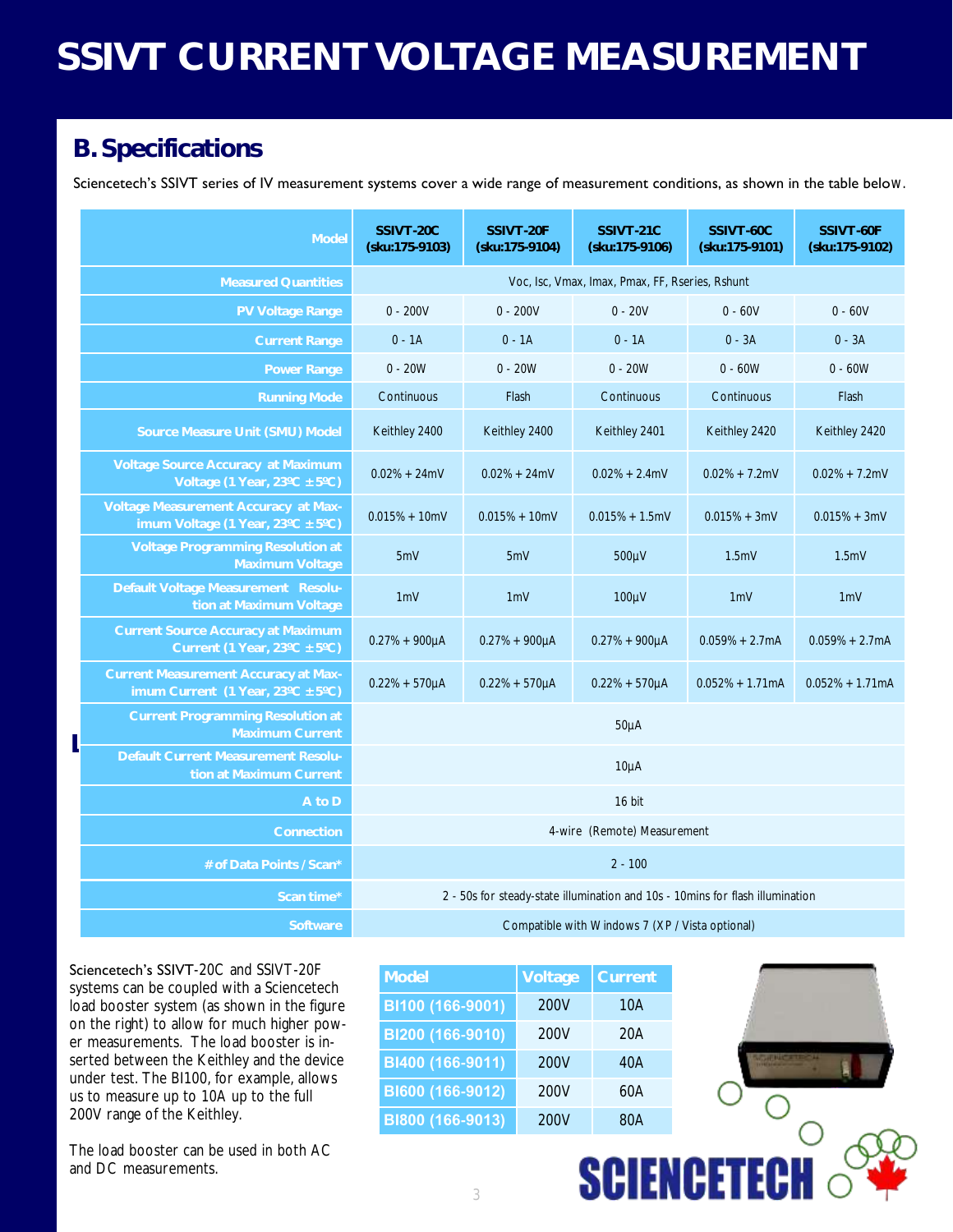# SSIVT CURRENT VOLTAGE MEASUREMENT

## B. Specifications

Sciencetech's SSIVT series of IV measurement systems cover a wide range of measurement conditions, as shown in the table below.

| Model | SSIVT-20C (sku:175-9103) | SSIVT-20F (sku:175-9104) | SSIVT-21C (sku:175-9106) | SSIVT-60C (sku:175-9101) | SSIVT-60F (sku:175-9102) |
|---|---|---|---|---|---|
| Measured Quantities | Voc, Isc, Vmax, Imax, Pmax, FF, Rseries, Rshunt | | | | |
| PV Voltage Range | 0 - 200V | 0 - 200V | 0 - 20V | 0 - 60V | 0 - 60V |
| Current Range | 0 - 1A | 0 - 1A | 0 - 1A | 0 - 3A | 0 - 3A |
| Power Range | 0 - 20W | 0 - 20W | 0 - 20W | 0 - 60W | 0 - 60W |
| Running Mode | Continuous | Flash | Continuous | Continuous | Flash |
| Source Measure Unit (SMU) Model | Keithley 2400 | Keithley 2400 | Keithley 2401 | Keithley 2420 | Keithley 2420 |
| Voltage Source Accuracy at Maximum Voltage (1 Year, 23ºC ±5ºC) | 0.02% + 24mV | 0.02% + 24mV | 0.02% + 2.4mV | 0.02% + 7.2mV | 0.02% + 7.2mV |
| Voltage Measurement Accuracy at Maximum Voltage (1 Year, 23ºC ±5ºC) | 0.015% + 10mV | 0.015% + 10mV | 0.015% + 1.5mV | 0.015% + 3mV | 0.015% + 3mV |
| Voltage Programming Resolution at Maximum Voltage | 5mV | 5mV | 500µV | 1.5mV | 1.5mV |
| Default Voltage Measurement Resolution at Maximum Voltage | 1mV | 1mV | 100µV | 1mV | 1mV |
| Current Source Accuracy at Maximum Current (1 Year, 23ºC ±5ºC) | 0.27% + 900µA | 0.27% + 900µA | 0.27% + 900µA | 0.059% + 2.7mA | 0.059% + 2.7mA |
| Current Measurement Accuracy at Maximum Current (1 Year, 23ºC ±5ºC) | 0.22% + 570µA | 0.22% + 570µA | 0.22% + 570µA | 0.052% + 1.71mA | 0.052% + 1.71mA |
| Current Programming Resolution at Maximum Current | 50µA | | | | |
| Default Current Measurement Resolution at Maximum Current | 10µA | | | | |
| A to D | 16 bit | | | | |
| Connection | 4-wire (Remote) Measurement | | | | |
| # of Data Points / Scan* | 2 - 100 | | | | |
| Scan time* | 2 - 50s for steady-state illumination and 10s - 10mins for flash illumination | | | | |
| Software | Compatible with Windows 7 (XP / Vista optional) | | | | |

Sciencetech's SSIVT-20C and SSIVT-20F systems can be coupled with a Sciencetech load booster system (as shown in the figure on the right) to allow for much higher power measurements. The load booster is inserted between the Keithley and the device under test. The BI100, for example, allows us to measure up to 10A up to the full 200V range of the Keithley.

The load booster can be used in both AC and DC measurements.

| Model | Voltage | Current |
|---|---|---|
| BI100 (166-9001) | 200V | 10A |
| BI200 (166-9010) | 200V | 20A |
| BI400 (166-9011) | 200V | 40A |
| BI600 (166-9012) | 200V | 60A |
| BI800 (166-9013) | 200V | 80A |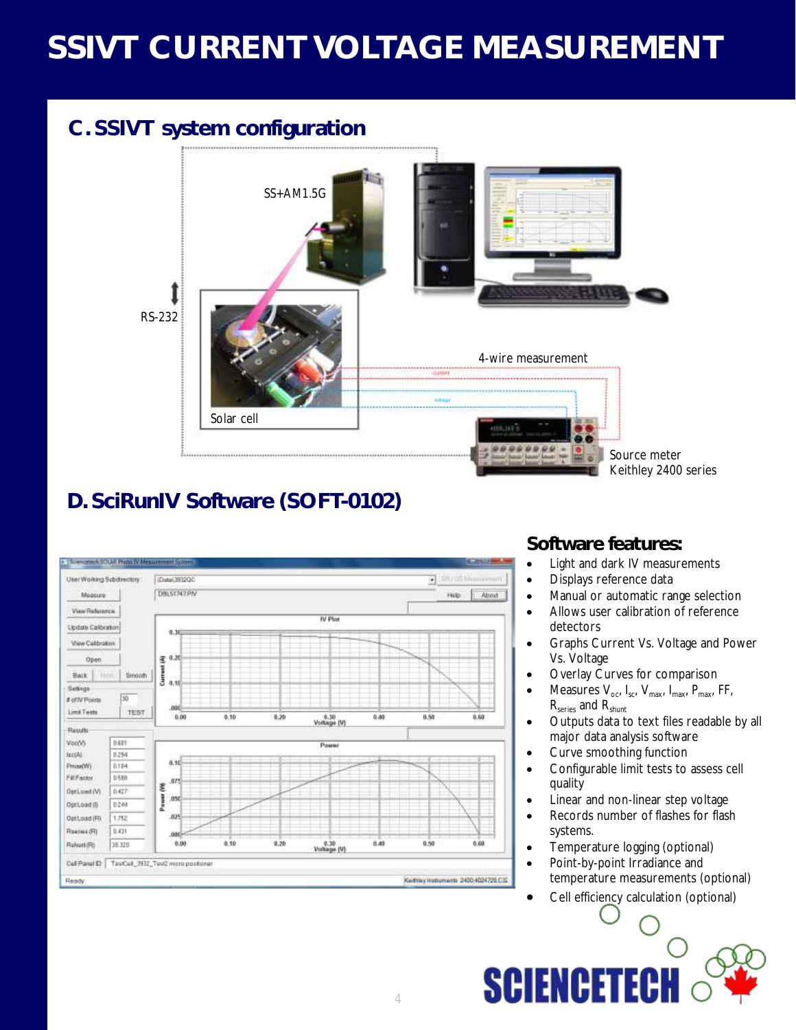# SSIVT CURRENT VOLTAGE MEASUREMENT

## C. SSIVT system configuration

SS+AM1.5G

RS-232

4-wire measurement

Solar cell

Source meter
Keithley 2400 series

## D. SciRunIV Software (SOFT-0102)

### Software features:

- Light and dark IV measurements
- Displays reference data
- Manual or automatic range selection
- Allows user calibration of reference detectors
- Graphs Current Vs. Voltage and Power Vs. Voltage
- Overlay Curves for comparison
- Measures $V_{oc}$, $I_{sc}$, $V_{max}$, $I_{max}$, $P_{max}$, FF, $R_{series}$ and $R_{shunt}$
- Outputs data to text files readable by all major data analysis software
- Curve smoothing function
- Configurable limit tests to assess cell quality
- Linear and non-linear step voltage
- Records number of flashes for flash systems.
- Temperature logging (optional)
- Point-by-point Irradiance and temperature measurements (optional)
- Cell efficiency calculation (optional)

SCIENCETECH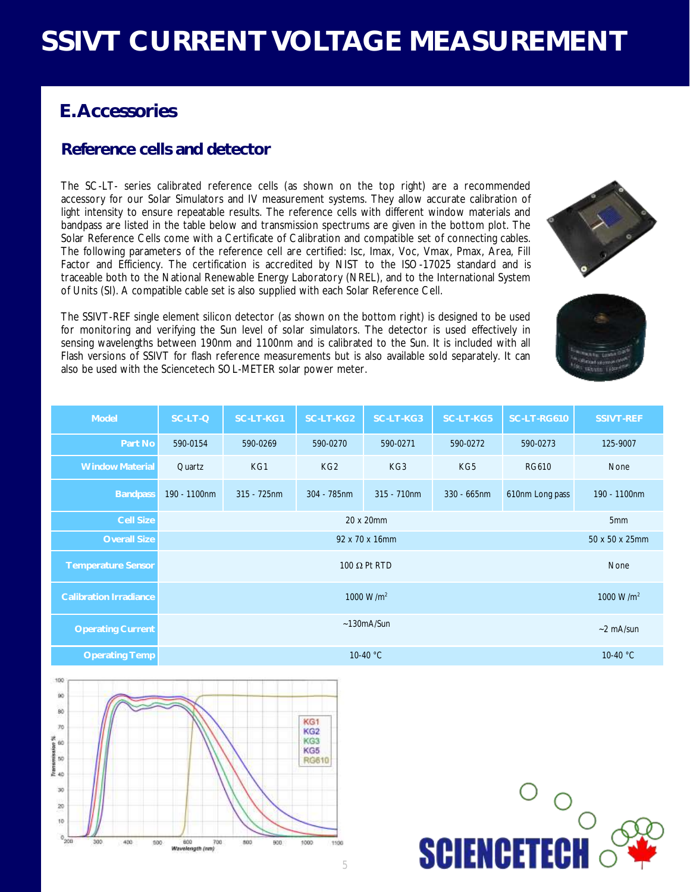# SSIVT CURRENT VOLTAGE MEASUREMENT

## E. Accessories

### Reference cells and detector

The SC-LT- series calibrated reference cells (as shown on the top right) are a recommended accessory for our Solar Simulators and IV measurement systems. They allow accurate calibration of light intensity to ensure repeatable results. The reference cells with different window materials and bandpass are listed in the table below and transmission spectrums are given in the bottom plot. The Solar Reference Cells come with a Certificate of Calibration and compatible set of connecting cables. The following parameters of the reference cell are certified: Isc, Imax, Voc, Vmax, Pmax, Area, Fill Factor and Efficiency. The certification is accredited by NIST to the ISO-17025 standard and is traceable both to the National Renewable Energy Laboratory (NREL), and to the International System of Units (SI). A compatible cable set is also supplied with each Solar Reference Cell.

The SSIVT-REF single element silicon detector (as shown on the bottom right) is designed to be used for monitoring and verifying the Sun level of solar simulators. The detector is used effectively in sensing wavelengths between 190nm and 1100nm and is calibrated to the Sun. It is included with all Flash versions of SSIVT for flash reference measurements but is also available sold separately. It can also be used with the Sciencetech SOL-METER solar power meter.

| Model | SC-LT-Q | SC-LT-KG1 | SC-LT-KG2 | SC-LT-KG3 | SC-LT-KG5 | SC-LT-RG610 | SSIVT-REF |
|---|---|---|---|---|---|---|---|
| Part No | 590-0154 | 590-0269 | 590-0270 | 590-0271 | 590-0272 | 590-0273 | 125-9007 |
| Window Material | Quartz | KG1 | KG2 | KG3 | KG5 | RG610 | None |
| Bandpass | 190 - 1100nm | 315 - 725nm | 304 - 785nm | 315 - 710nm | 330 - 665nm | 610nm Long pass | 190 - 1100nm |
| Cell Size | 20 x 20mm | | | | | | 5mm |
| Overall Size | 92 x 70 x 16mm | | | | | | 50 x 50 x 25mm |
| Temperature Sensor | 100 Ω Pt RTD | | | | | | None |
| Calibration Irradiance | 1000 W/m$^2$ | | | | | | 1000 W/m$^2$ |
| Operating Current | ~130mA/Sun | | | | | | ~2 mA/sun |
| Operating Temp | 10-40 °C | | | | | | 10-40 °C |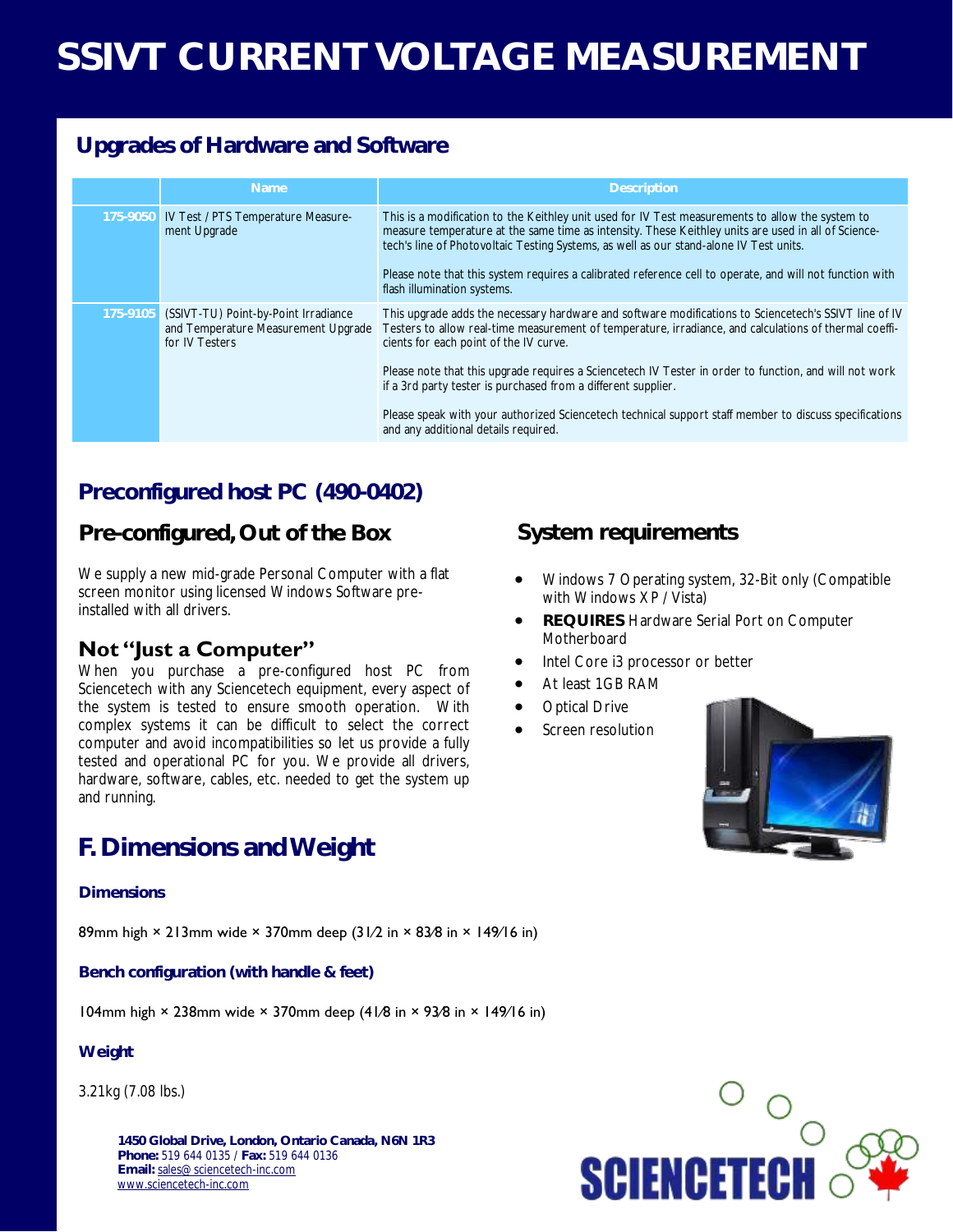# SSIVT CURRENT VOLTAGE MEASUREMENT

## Upgrades of Hardware and Software

| | Name | Description |
|---|---|---|
| **175-9050** | IV Test / PTS Temperature Measurement Upgrade | This is a modification to the Keithley unit used for IV Test measurements to allow the system to measure temperature at the same time as intensity. These Keithley units are used in all of Sciencetech's line of Photovoltaic Testing Systems, as well as our stand-alone IV Test units.<br><br>Please note that this system requires a calibrated reference cell to operate, and will not function with flash illumination systems. |
| **175-9105** | (SSIVT-TU) Point-by-Point Irradiance and Temperature Measurement Upgrade for IV Testers | This upgrade adds the necessary hardware and software modifications to Sciencetech's SSIVT line of IV Testers to allow real-time measurement of temperature, irradiance, and calculations of thermal coefficients for each point of the IV curve.<br><br>Please note that this upgrade requires a Sciencetech IV Tester in order to function, and will not work if a 3rd party tester is purchased from a different supplier.<br><br>Please speak with your authorized Sciencetech technical support staff member to discuss specifications and any additional details required. |

## Preconfigured host PC (490-0402)

### Pre-configured, Out of the Box

We supply a new mid-grade Personal Computer with a flat screen monitor using licensed Windows Software pre-installed with all drivers.

### Not "Just a Computer"

When you purchase a pre-configured host PC from Sciencetech with any Sciencetech equipment, every aspect of the system is tested to ensure smooth operation. With complex systems it can be difficult to select the correct computer and avoid incompatibilities so let us provide a fully tested and operational PC for you. We provide all drivers, hardware, software, cables, etc. needed to get the system up and running.

### System requirements

- Windows 7 Operating system, 32-Bit only (Compatible with Windows XP / Vista)
- **REQUIRES** Hardware Serial Port on Computer Motherboard
- Intel Core i3 processor or better
- At least 1GB RAM
- Optical Drive
- Screen resolution

## F. Dimensions and Weight

### Dimensions

89mm high × 213mm wide × 370mm deep (3½ in × 8⅜ in × 14⁹⁄₁₆ in)

### Bench configuration (with handle & feet)

104mm high × 238mm wide × 370mm deep (4⅛ in × 9⅜ in × 14⁹⁄₁₆ in)

### Weight

3.21kg (7.08 lbs.)

**1450 Global Drive, London, Ontario Canada, N6N 1R3**
**Phone:** 519 644 0135 / **Fax:** 519 644 0136
**Email:** sales@sciencetech-inc.com
www.sciencetech-inc.com

SCIENCETECH